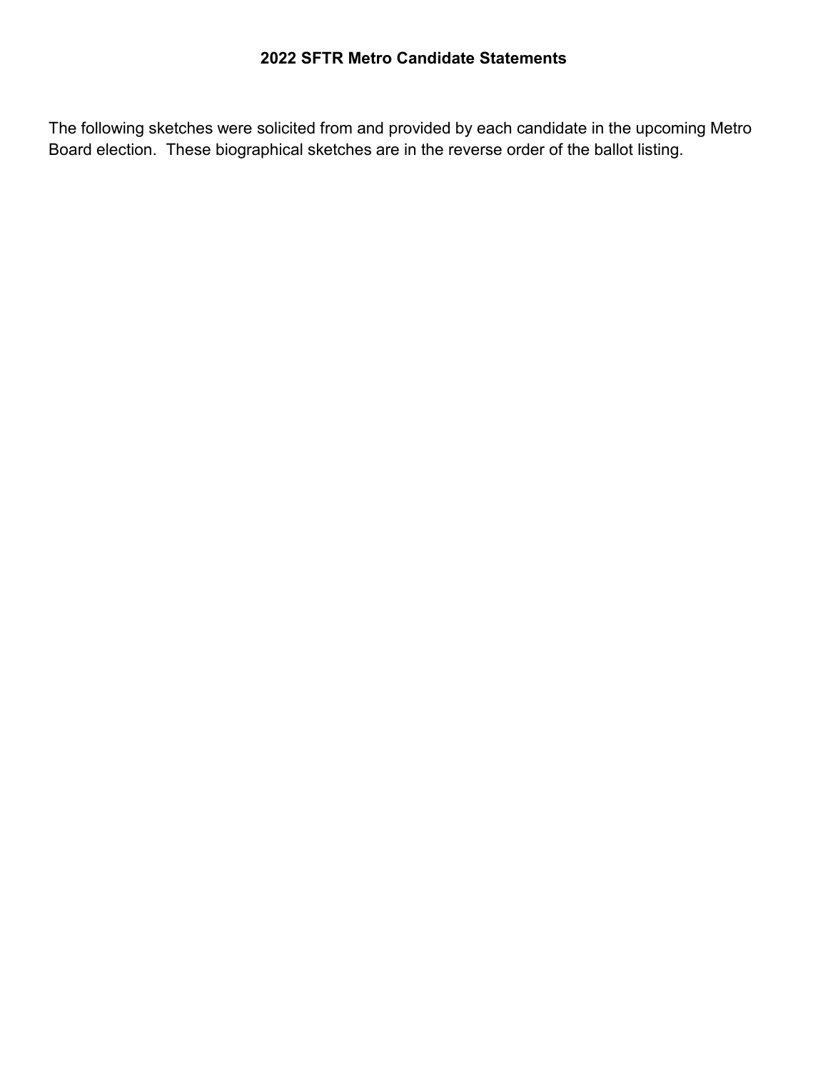# 2022 SFTR Metro Candidate Statements

The following sketches were solicited from and provided by each candidate in the upcoming Metro Board election. These biographical sketches are in the reverse order of the ballot listing.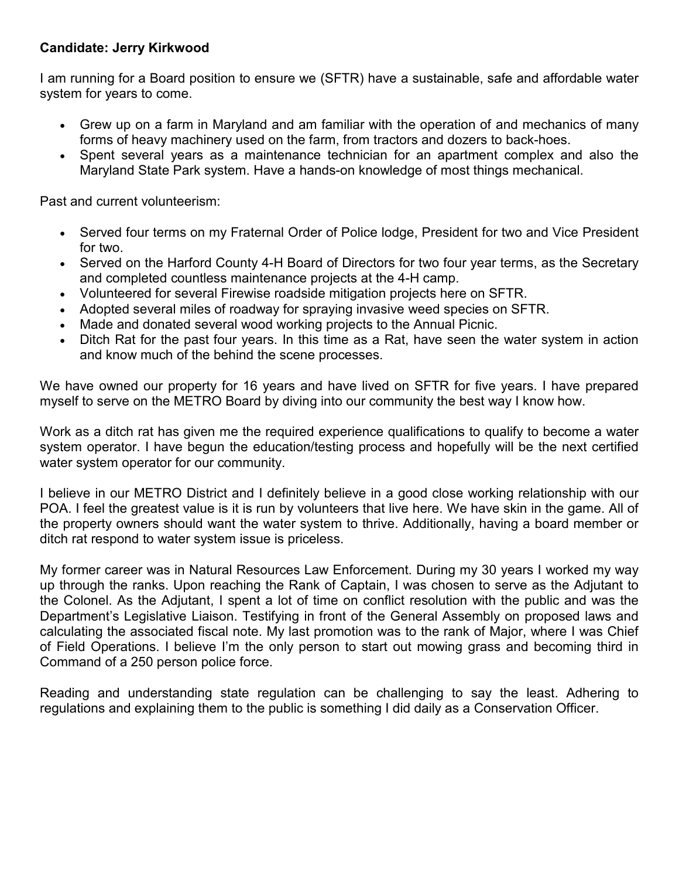**Candidate: Jerry Kirkwood**

I am running for a Board position to ensure we (SFTR) have a sustainable, safe and affordable water system for years to come.

- Grew up on a farm in Maryland and am familiar with the operation of and mechanics of many forms of heavy machinery used on the farm, from tractors and dozers to back-hoes.
- Spent several years as a maintenance technician for an apartment complex and also the Maryland State Park system. Have a hands-on knowledge of most things mechanical.

Past and current volunteerism:

- Served four terms on my Fraternal Order of Police lodge, President for two and Vice President for two.
- Served on the Harford County 4-H Board of Directors for two four year terms, as the Secretary and completed countless maintenance projects at the 4-H camp.
- Volunteered for several Firewise roadside mitigation projects here on SFTR.
- Adopted several miles of roadway for spraying invasive weed species on SFTR.
- Made and donated several wood working projects to the Annual Picnic.
- Ditch Rat for the past four years. In this time as a Rat, have seen the water system in action and know much of the behind the scene processes.

We have owned our property for 16 years and have lived on SFTR for five years. I have prepared myself to serve on the METRO Board by diving into our community the best way I know how.

Work as a ditch rat has given me the required experience qualifications to qualify to become a water system operator. I have begun the education/testing process and hopefully will be the next certified water system operator for our community.

I believe in our METRO District and I definitely believe in a good close working relationship with our POA. I feel the greatest value is it is run by volunteers that live here. We have skin in the game. All of the property owners should want the water system to thrive. Additionally, having a board member or ditch rat respond to water system issue is priceless.

My former career was in Natural Resources Law Enforcement. During my 30 years I worked my way up through the ranks. Upon reaching the Rank of Captain, I was chosen to serve as the Adjutant to the Colonel. As the Adjutant, I spent a lot of time on conflict resolution with the public and was the Department's Legislative Liaison. Testifying in front of the General Assembly on proposed laws and calculating the associated fiscal note. My last promotion was to the rank of Major, where I was Chief of Field Operations. I believe I'm the only person to start out mowing grass and becoming third in Command of a 250 person police force.

Reading and understanding state regulation can be challenging to say the least. Adhering to regulations and explaining them to the public is something I did daily as a Conservation Officer.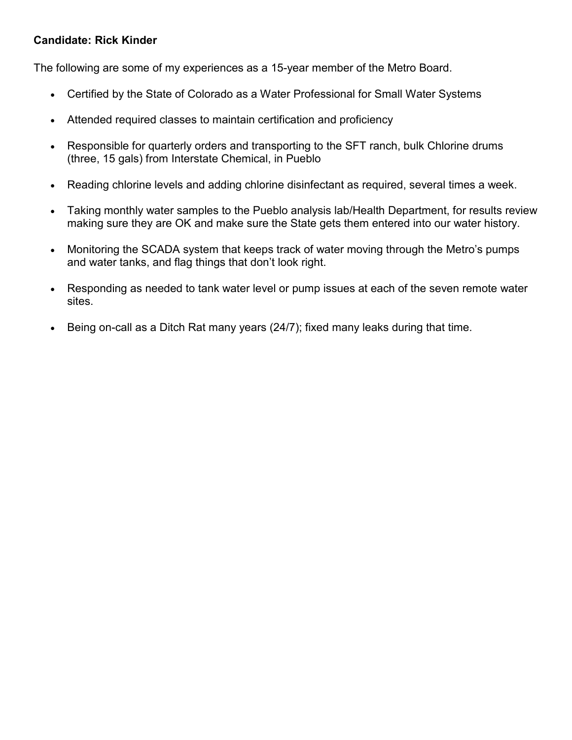**Candidate: Rick Kinder**

The following are some of my experiences as a 15-year member of the Metro Board.

- Certified by the State of Colorado as a Water Professional for Small Water Systems
- Attended required classes to maintain certification and proficiency
- Responsible for quarterly orders and transporting to the SFT ranch, bulk Chlorine drums (three, 15 gals) from Interstate Chemical, in Pueblo
- Reading chlorine levels and adding chlorine disinfectant as required, several times a week.
- Taking monthly water samples to the Pueblo analysis lab/Health Department, for results review making sure they are OK and make sure the State gets them entered into our water history.
- Monitoring the SCADA system that keeps track of water moving through the Metro's pumps and water tanks, and flag things that don't look right.
- Responding as needed to tank water level or pump issues at each of the seven remote water sites.
- Being on-call as a Ditch Rat many years (24/7); fixed many leaks during that time.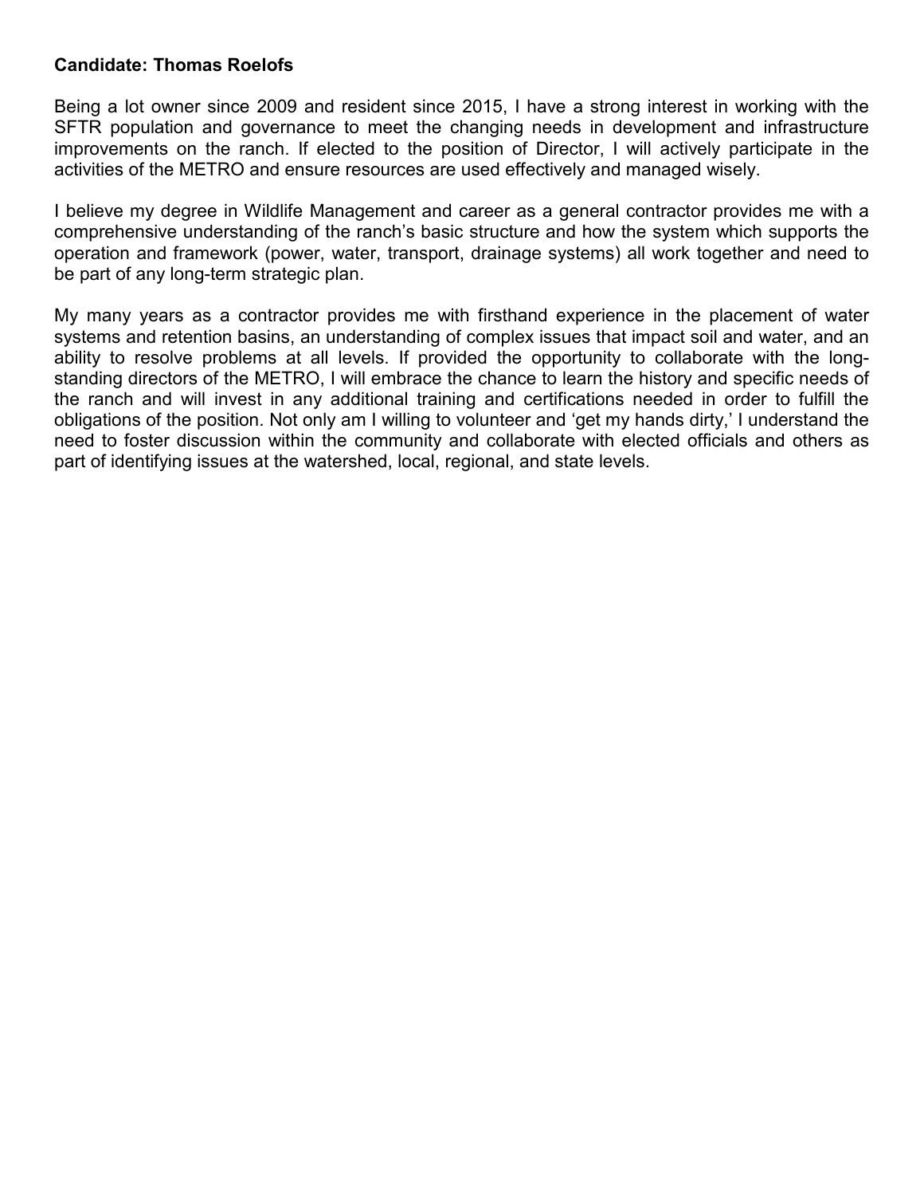**Candidate: Thomas Roelofs**

Being a lot owner since 2009 and resident since 2015, I have a strong interest in working with the SFTR population and governance to meet the changing needs in development and infrastructure improvements on the ranch. If elected to the position of Director, I will actively participate in the activities of the METRO and ensure resources are used effectively and managed wisely.

I believe my degree in Wildlife Management and career as a general contractor provides me with a comprehensive understanding of the ranch's basic structure and how the system which supports the operation and framework (power, water, transport, drainage systems) all work together and need to be part of any long-term strategic plan.

My many years as a contractor provides me with firsthand experience in the placement of water systems and retention basins, an understanding of complex issues that impact soil and water, and an ability to resolve problems at all levels. If provided the opportunity to collaborate with the long-standing directors of the METRO, I will embrace the chance to learn the history and specific needs of the ranch and will invest in any additional training and certifications needed in order to fulfill the obligations of the position. Not only am I willing to volunteer and 'get my hands dirty,' I understand the need to foster discussion within the community and collaborate with elected officials and others as part of identifying issues at the watershed, local, regional, and state levels.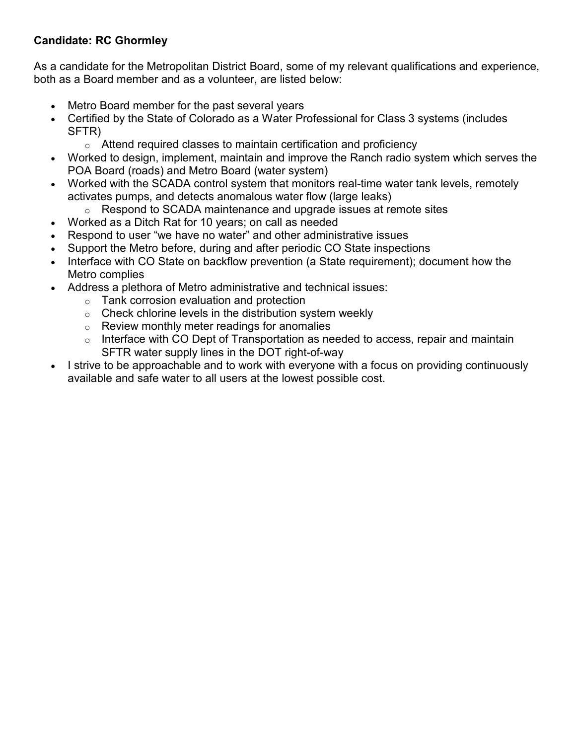**Candidate: RC Ghormley**

As a candidate for the Metropolitan District Board, some of my relevant qualifications and experience, both as a Board member and as a volunteer, are listed below:

- Metro Board member for the past several years
- Certified by the State of Colorado as a Water Professional for Class 3 systems (includes SFTR)
    - Attend required classes to maintain certification and proficiency
- Worked to design, implement, maintain and improve the Ranch radio system which serves the POA Board (roads) and Metro Board (water system)
- Worked with the SCADA control system that monitors real-time water tank levels, remotely activates pumps, and detects anomalous water flow (large leaks)
    - Respond to SCADA maintenance and upgrade issues at remote sites
- Worked as a Ditch Rat for 10 years; on call as needed
- Respond to user "we have no water" and other administrative issues
- Support the Metro before, during and after periodic CO State inspections
- Interface with CO State on backflow prevention (a State requirement); document how the Metro complies
- Address a plethora of Metro administrative and technical issues:
    - Tank corrosion evaluation and protection
    - Check chlorine levels in the distribution system weekly
    - Review monthly meter readings for anomalies
    - Interface with CO Dept of Transportation as needed to access, repair and maintain SFTR water supply lines in the DOT right-of-way
- I strive to be approachable and to work with everyone with a focus on providing continuously available and safe water to all users at the lowest possible cost.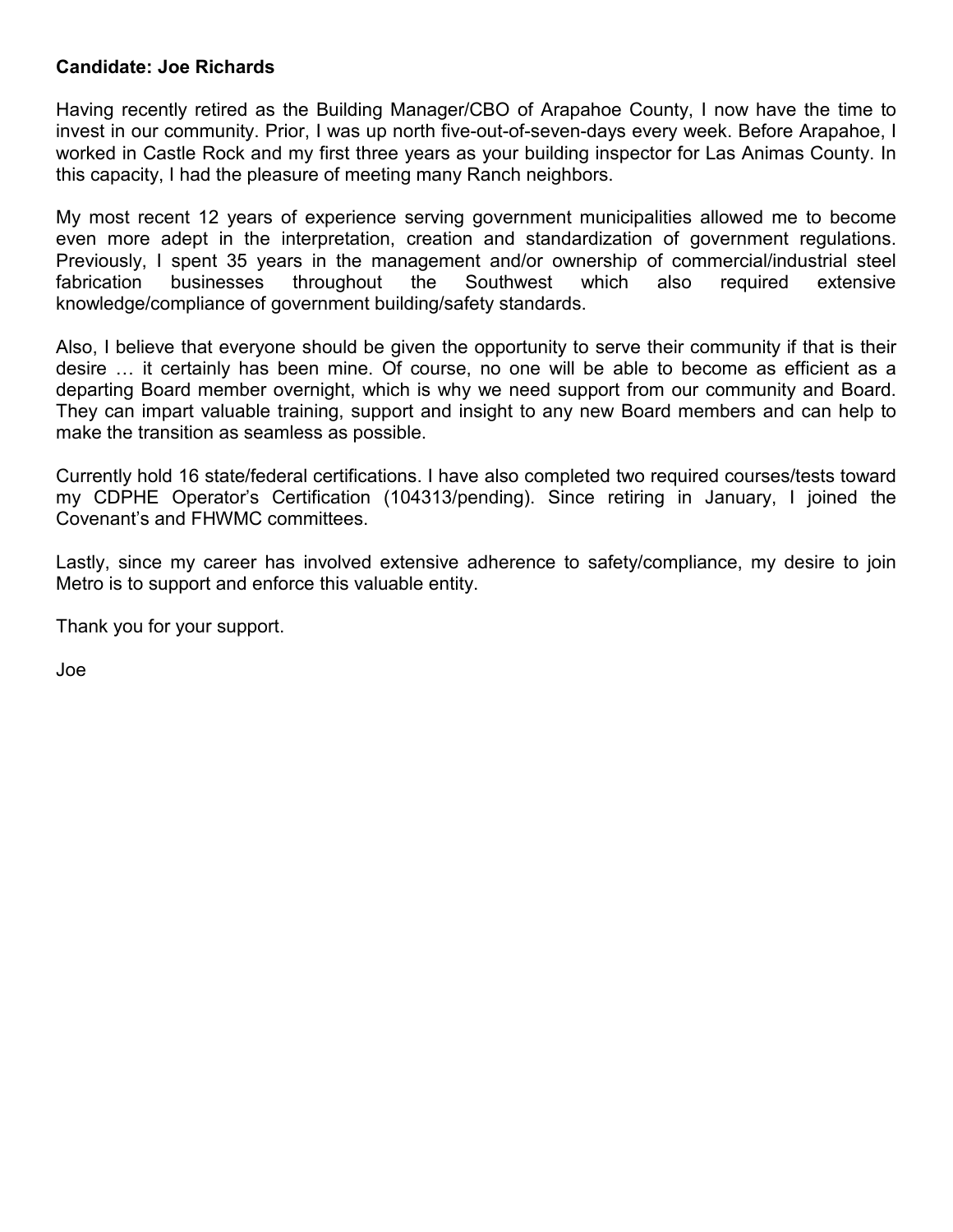**Candidate: Joe Richards**

Having recently retired as the Building Manager/CBO of Arapahoe County, I now have the time to invest in our community. Prior, I was up north five-out-of-seven-days every week. Before Arapahoe, I worked in Castle Rock and my first three years as your building inspector for Las Animas County. In this capacity, I had the pleasure of meeting many Ranch neighbors.

My most recent 12 years of experience serving government municipalities allowed me to become even more adept in the interpretation, creation and standardization of government regulations. Previously, I spent 35 years in the management and/or ownership of commercial/industrial steel fabrication businesses throughout the Southwest which also required extensive knowledge/compliance of government building/safety standards.

Also, I believe that everyone should be given the opportunity to serve their community if that is their desire … it certainly has been mine. Of course, no one will be able to become as efficient as a departing Board member overnight, which is why we need support from our community and Board. They can impart valuable training, support and insight to any new Board members and can help to make the transition as seamless as possible.

Currently hold 16 state/federal certifications. I have also completed two required courses/tests toward my CDPHE Operator's Certification (104313/pending). Since retiring in January, I joined the Covenant's and FHWMC committees.

Lastly, since my career has involved extensive adherence to safety/compliance, my desire to join Metro is to support and enforce this valuable entity.

Thank you for your support.

Joe